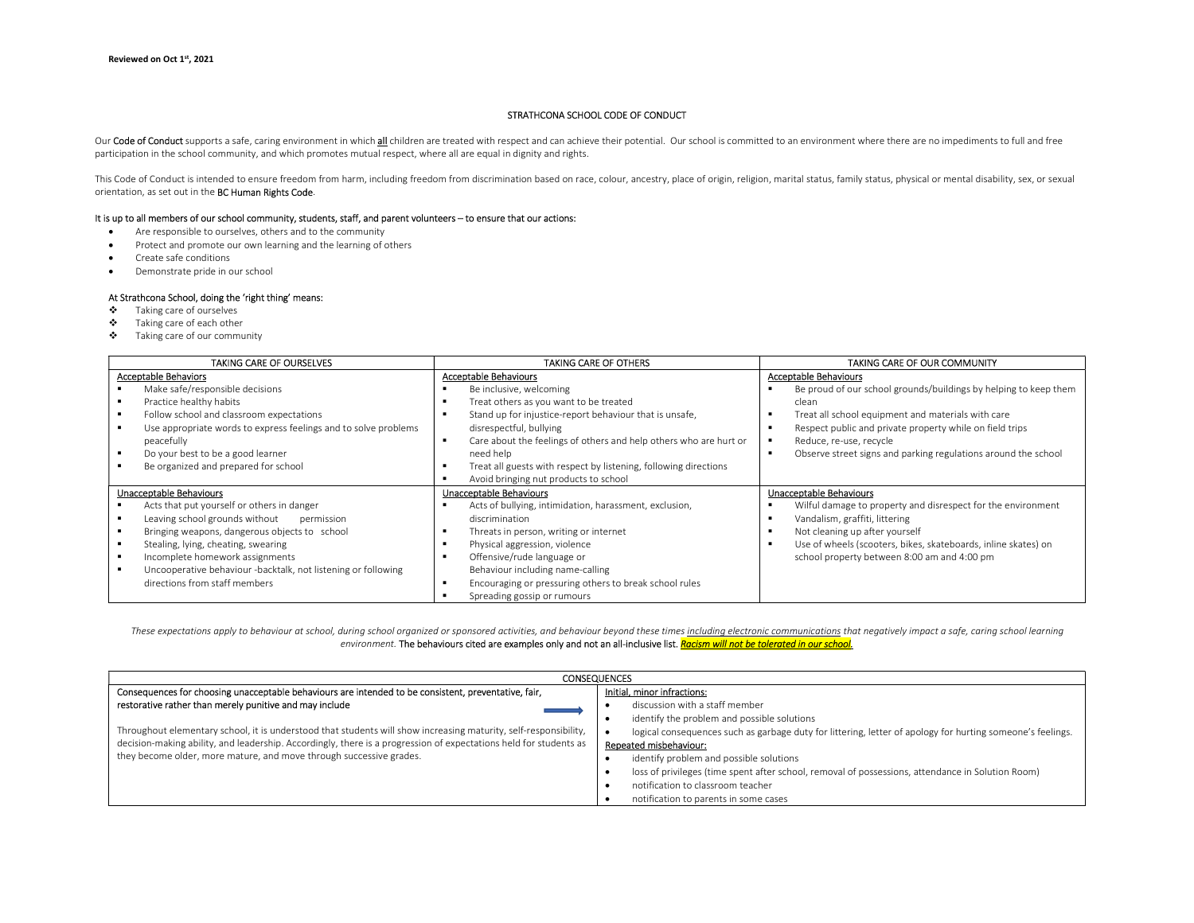**Reviewed on Oct 1st, 2021**

# STRATHCONA SCHOOL CODE OF CONDUCT

Our **Code of Conduct** supports a safe, caring environment in which **all** children are treated with respect and can achieve their potential. Our school is committed to an environment where there are no impediments to full and free participation in the school community, and which promotes mutual respect, where all are equal in dignity and rights.

This Code of Conduct is intended to ensure freedom from harm, including freedom from discrimination based on race, colour, ancestry, place of origin, religion, marital status, family status, physical or mental disability, sex, or sexual orientation, as set out in the **BC Human Rights Code**.

It is up to all members of our school community, students, staff, and parent volunteers – to ensure that our actions:

- Are responsible to ourselves, others and to the community
- Protect and promote our own learning and the learning of others
- Create safe conditions
- Demonstrate pride in our school

At Strathcona School, doing the 'right thing' means:

- Taking care of ourselves
- Taking care of each other
- Taking care of our community

| TAKING CARE OF OURSELVES | TAKING CARE OF OTHERS | TAKING CARE OF OUR COMMUNITY |
|---|---|---|
| Acceptable Behaviors<br>▪ Make safe/responsible decisions<br>▪ Practice healthy habits<br>▪ Follow school and classroom expectations<br>▪ Use appropriate words to express feelings and to solve problems peacefully<br>▪ Do your best to be a good learner<br>▪ Be organized and prepared for school | Acceptable Behaviours<br>▪ Be inclusive, welcoming<br>▪ Treat others as you want to be treated<br>▪ Stand up for injustice-report behaviour that is unsafe, disrespectful, bullying<br>▪ Care about the feelings of others and help others who are hurt or need help<br>▪ Treat all guests with respect by listening, following directions<br>▪ Avoid bringing nut products to school | Acceptable Behaviours<br>▪ Be proud of our school grounds/buildings by helping to keep them clean<br>▪ Treat all school equipment and materials with care<br>▪ Respect public and private property while on field trips<br>▪ Reduce, re-use, recycle<br>▪ Observe street signs and parking regulations around the school |
| Unacceptable Behaviours<br>▪ Acts that put yourself or others in danger<br>▪ Leaving school grounds without permission<br>▪ Bringing weapons, dangerous objects to school<br>▪ Stealing, lying, cheating, swearing<br>▪ Incomplete homework assignments<br>▪ Uncooperative behaviour -backtalk, not listening or following directions from staff members | Unacceptable Behaviours<br>▪ Acts of bullying, intimidation, harassment, exclusion, discrimination<br>▪ Threats in person, writing or internet<br>▪ Physical aggression, violence<br>▪ Offensive/rude language or Behaviour including name-calling<br>▪ Encouraging or pressuring others to break school rules<br>▪ Spreading gossip or rumours | Unacceptable Behaviours<br>▪ Wilful damage to property and disrespect for the environment<br>▪ Vandalism, graffiti, littering<br>▪ Not cleaning up after yourself<br>▪ Use of wheels (scooters, bikes, skateboards, inline skates) on school property between 8:00 am and 4:00 pm |

*These expectations apply to behaviour at school, during school organized or sponsored activities, and behaviour beyond these times including electronic communications that negatively impact a safe, caring school learning environment.* The behaviours cited are examples only and not an all-inclusive list. ***Racism will not be tolerated in our school.***

| CONSEQUENCES | |
|---|---|
| Consequences for choosing unacceptable behaviours are intended to be consistent, preventative, fair, restorative rather than merely punitive and may include →<br><br>Throughout elementary school, it is understood that students will show increasing maturity, self-responsibility, decision-making ability, and leadership. Accordingly, there is a progression of expectations held for students as they become older, more mature, and move through successive grades. | Initial, minor infractions:<br>• discussion with a staff member<br>• identify the problem and possible solutions<br>• logical consequences such as garbage duty for littering, letter of apology for hurting someone's feelings.<br>Repeated misbehaviour:<br>• identify problem and possible solutions<br>• loss of privileges (time spent after school, removal of possessions, attendance in Solution Room)<br>• notification to classroom teacher<br>• notification to parents in some cases |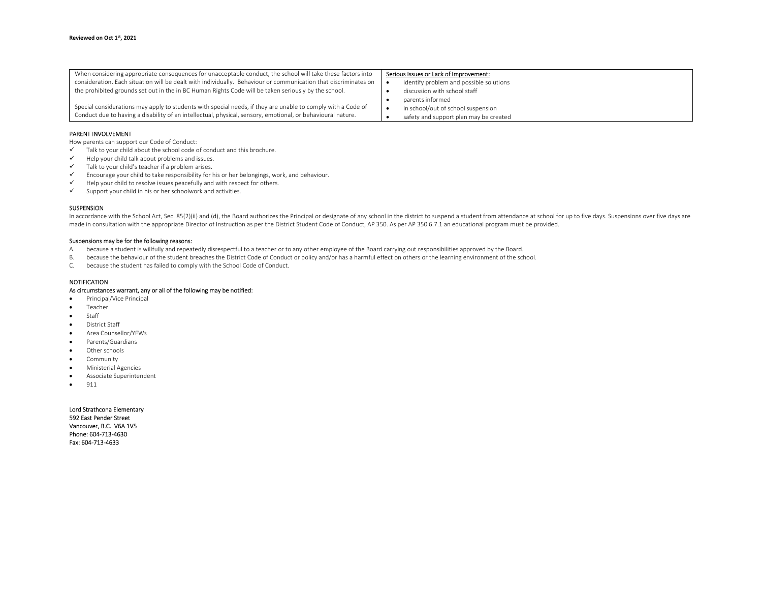**Reviewed on Oct 1st, 2021**

| | |
|---|---|
| When considering appropriate consequences for unacceptable conduct, the school will take these factors into consideration. Each situation will be dealt with individually. Behaviour or communication that discriminates on the prohibited grounds set out in the in BC Human Rights Code will be taken seriously by the school.<br><br>Special considerations may apply to students with special needs, if they are unable to comply with a Code of Conduct due to having a disability of an intellectual, physical, sensory, emotional, or behavioural nature. | <u>Serious Issues or Lack of Improvement:</u><br>• identify problem and possible solutions<br>• discussion with school staff<br>• parents informed<br>• in school/out of school suspension<br>• safety and support plan may be created |

## PARENT INVOLVEMENT

How parents can support our Code of Conduct:

- ✓ Talk to your child about the school code of conduct and this brochure.
- ✓ Help your child talk about problems and issues.
- ✓ Talk to your child's teacher if a problem arises.
- ✓ Encourage your child to take responsibility for his or her belongings, work, and behaviour.
- ✓ Help your child to resolve issues peacefully and with respect for others.
- ✓ Support your child in his or her schoolwork and activities.

## SUSPENSION

In accordance with the School Act, Sec. 85(2)(ii) and (d), the Board authorizes the Principal or designate of any school in the district to suspend a student from attendance at school for up to five days. Suspensions over five days are made in consultation with the appropriate Director of Instruction as per the District Student Code of Conduct, AP 350. As per AP 350 6.7.1 an educational program must be provided.

Suspensions may be for the following reasons:

A. because a student is willfully and repeatedly disrespectful to a teacher or to any other employee of the Board carrying out responsibilities approved by the Board.
B. because the behaviour of the student breaches the District Code of Conduct or policy and/or has a harmful effect on others or the learning environment of the school.
C. because the student has failed to comply with the School Code of Conduct.

## NOTIFICATION

As circumstances warrant, any or all of the following may be notified:

- Principal/Vice Principal
- Teacher
- Staff
- District Staff
- Area Counsellor/YFWs
- Parents/Guardians
- Other schools
- Community
- Ministerial Agencies
- Associate Superintendent
- 911

Lord Strathcona Elementary
592 East Pender Street
Vancouver, B.C. V6A 1V5
Phone: 604-713-4630
Fax: 604-713-4633